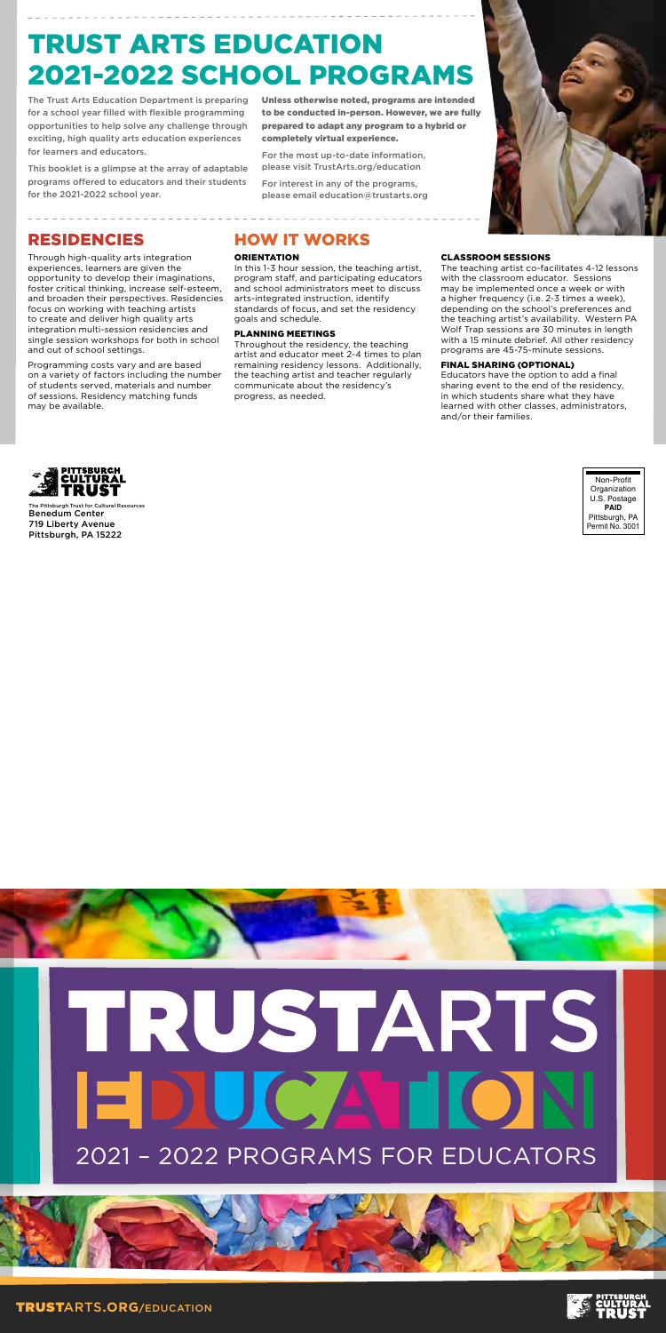# TRUST ARTS EDUCATION 2021-2022 SCHOOL PROGRAMS

The Trust Arts Education Department is preparing for a school year filled with flexible programming opportunities to help solve any challenge through exciting, high quality arts education experiences for learners and educators.

This booklet is a glimpse at the array of adaptable programs offered to educators and their students for the 2021-2022 school year.

**Unless otherwise noted, programs are intended to be conducted in-person. However, we are fully prepared to adapt any program to a hybrid or completely virtual experience.**

For the most up-to-date information, please visit TrustArts.org/education

For interest in any of the programs, please email education@trustarts.org

## RESIDENCIES

Through high-quality arts integration experiences, learners are given the opportunity to develop their imaginations, foster critical thinking, increase self-esteem, and broaden their perspectives. Residencies focus on working with teaching artists to create and deliver high quality arts integration multi-session residencies and single session workshops for both in school and out of school settings.

Programming costs vary and are based on a variety of factors including the number of students served, materials and number of sessions. Residency matching funds may be available.

## HOW IT WORKS

### ORIENTATION

In this 1-3 hour session, the teaching artist, program staff, and participating educators and school administrators meet to discuss arts-integrated instruction, identify standards of focus, and set the residency goals and schedule.

### PLANNING MEETINGS

Throughout the residency, the teaching artist and educator meet 2-4 times to plan remaining residency lessons. Additionally, the teaching artist and teacher regularly communicate about the residency's progress, as needed.

### CLASSROOM SESSIONS

The teaching artist co-facilitates 4-12 lessons with the classroom educator. Sessions may be implemented once a week or with a higher frequency (i.e. 2-3 times a week), depending on the school's preferences and the teaching artist's availability. Western PA Wolf Trap sessions are 30 minutes in length with a 15 minute debrief. All other residency programs are 45-75-minute sessions.

### FINAL SHARING (OPTIONAL)

Educators have the option to add a final sharing event to the end of the residency, in which students share what they have learned with other classes, administrators, and/or their families.

PITTSBURGH CULTURAL TRUST

The Pittsburgh Trust for Cultural Resources
Benedum Center
719 Liberty Avenue
Pittsburgh, PA 15222

Non-Profit Organization
U.S. Postage
**PAID**
Pittsburgh, PA
Permit No. 3001

# TRUSTARTS EDUCATION

## 2021 – 2022 PROGRAMS FOR EDUCATORS

TRUSTARTS.ORG/EDUCATION

PITTSBURGH CULTURAL TRUST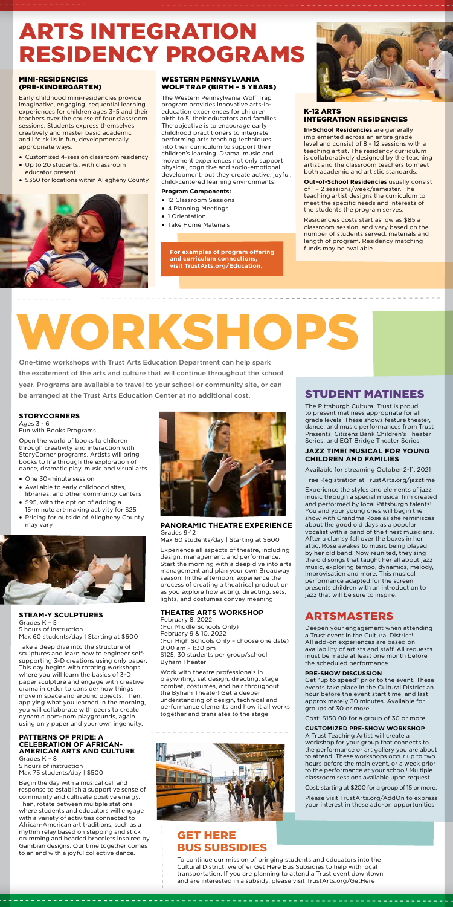# ARTS INTEGRATION RESIDENCY PROGRAMS

### MINI-RESIDENCIES (PRE-KINDERGARTEN)

Early childhood mini-residencies provide imaginative, engaging, sequential learning experiences for children ages 3–5 and their teachers over the course of four classroom sessions. Students express themselves creatively and master basic academic and life skills in fun, developmentally appropriate ways.

- Customized 4-session classroom residency
- Up to 20 students, with classroom educator present
- $350 for locations within Allegheny County

### WESTERN PENNSYLVANIA WOLF TRAP (BIRTH – 5 YEARS)

The Western Pennsylvania Wolf Trap program provides innovative arts-in-education experiences for children birth to 5, their educators and families. The objective is to encourage early childhood practitioners to integrate performing arts teaching techniques into their curriculum to support their children's learning. Drama, music and movement experiences not only support physical, cognitive and socio-emotional development, but they create active, joyful, child-centered learning environments!

**Program Components:**

- 12 Classroom Sessions
- 4 Planning Meetings
- 1 Orientation
- Take Home Materials

**For examples of program offering and curriculum connections, visit TrustArts.org/Education.**

### K-12 ARTS INTEGRATION RESIDENCIES

**In-School Residencies** are generally implemented across an entire grade level and consist of 8 – 12 sessions with a teaching artist. The residency curriculum is collaboratively designed by the teaching artist and the classroom teachers to meet both academic and artistic standards.

**Out-of-School Residencies** usually consist of 1 – 2 sessions/week/semester. The teaching artist designs the curriculum to meet the specific needs and interests of the students the program serves.

Residencies costs start as low as $85 a classroom session, and vary based on the number of students served, materials and length of program. Residency matching funds may be available.

# WORKSHOPS

One-time workshops with Trust Arts Education Department can help spark the excitement of the arts and culture that will continue throughout the school year. Programs are available to travel to your school or community site, or can be arranged at the Trust Arts Education Center at no additional cost.

### STORYCORNERS

Ages 3 - 6
Fun with Books Programs

Open the world of books to children through creativity and interaction with StoryCorner programs. Artists will bring books to life through the exploration of dance, dramatic play, music and visual arts.

- One 30-minute session
- Available to early childhood sites, libraries, and other community centers
- $95, with the option of adding a 15-minute art-making activity for $25
- Pricing for outside of Allegheny County may vary

### STEAM-Y SCULPTURES

Grades K – 5
5 hours of instruction
Max 60 students/day | Starting at $600

Take a deep dive into the structure of sculptures and learn how to engineer self-supporting 3-D creations using only paper. This day begins with rotating workshops where you will learn the basics of 3-D paper sculpture and engage with creative drama in order to consider how things move in space and around objects. Then, applying what you learned in the morning, you will collaborate with peers to create dynamic pom-pom playgrounds, again using only paper and your own ingenuity.

### PATTERNS OF PRIDE: A CELEBRATION OF AFRICAN-AMERICAN ARTS AND CULTURE

Grades K – 8
5 hours of instruction
Max 75 students/day | $500

Begin the day with a musical call and response to establish a supportive sense of community and cultivate positive energy. Then, rotate between multiple stations where students and educators will engage with a variety of activities connected to African-American art traditions, such as a rhythm relay based on stepping and stick drumming and beaded bracelets inspired by Gambian designs. Our time together comes to an end with a joyful collective dance.

### PANORAMIC THEATRE EXPERIENCE

Grades 9-12
Max 60 students/day | Starting at $600

Experience all aspects of theatre, including design, management, and performance. Start the morning with a deep dive into arts management and plan your own Broadway season! In the afternoon, experience the process of creating a theatrical production as you explore how acting, directing, sets, lights, and costumes convey meaning.

### THEATRE ARTS WORKSHOP

February 8, 2022
(For Middle Schools Only)
February 9 & 10, 2022
(For High Schools Only – choose one date)
9:00 am – 1:30 pm
$125, 30 students per group/school
Byham Theater

Work with theatre professionals in playwriting, set design, directing, stage combat, costumes, and hair throughout the Byham Theater! Get a deeper understanding of design, technical and performance elements and how it all works together and translates to the stage.

## GET HERE BUS SUBSIDIES

To continue our mission of bringing students and educators into the Cultural District, we offer Get Here Bus Subsidies to help with local transportation. If you are planning to attend a Trust event downtown and are interested in a subsidy, please visit TrustArts.org/GetHere

## STUDENT MATINEES

The Pittsburgh Cultural Trust is proud to present matinees appropriate for all grade levels. These shows feature theater, dance, and music performances from Trust Presents, Citizens Bank Children's Theater Series, and EQT Bridge Theater Series.

### JAZZ TIME! MUSICAL FOR YOUNG CHILDREN AND FAMILIES

Available for streaming October 2-11, 2021

Free Registration at TrustArts.org/jazztime

Experience the styles and elements of jazz music through a special musical film created and performed by local Pittsburgh talents! You and your young ones will begin the show with Grandma Rose as she reminisces about the good old days as a popular vocalist with a band of the finest musicians. After a clumsy fall over the boxes in her attic, Rose awakes to music being played by her old band! Now reunited, they sing the old songs that taught her all about jazz music, exploring tempo, dynamics, melody, improvisation and more. This musical performance adapted for the screen presents children with an introduction to jazz that will be sure to inspire.

## ARTSMASTERS

Deepen your engagement when attending a Trust event in the Cultural District! All add-on experiences are based on availability of artists and staff. All requests must be made at least one month before the scheduled performance.

### PRE-SHOW DISCUSSION

Get "up to speed" prior to the event. These events take place in the Cultural District an hour before the event start time, and last approximately 30 minutes. Available for groups of 30 or more.

Cost: $150.00 for a group of 30 or more

### CUSTOMIZED PRE-SHOW WORKSHOP

A Trust Teaching Artist will create a workshop for your group that connects to the performance or art gallery you are about to attend. These workshops occur up to two hours before the main event, or a week prior to the performance at your school! Multiple classroom sessions available upon request.

Cost: starting at $200 for a group of 15 or more.

Please visit TrustArts.org/AddOn to express your interest in these add-on opportunities.